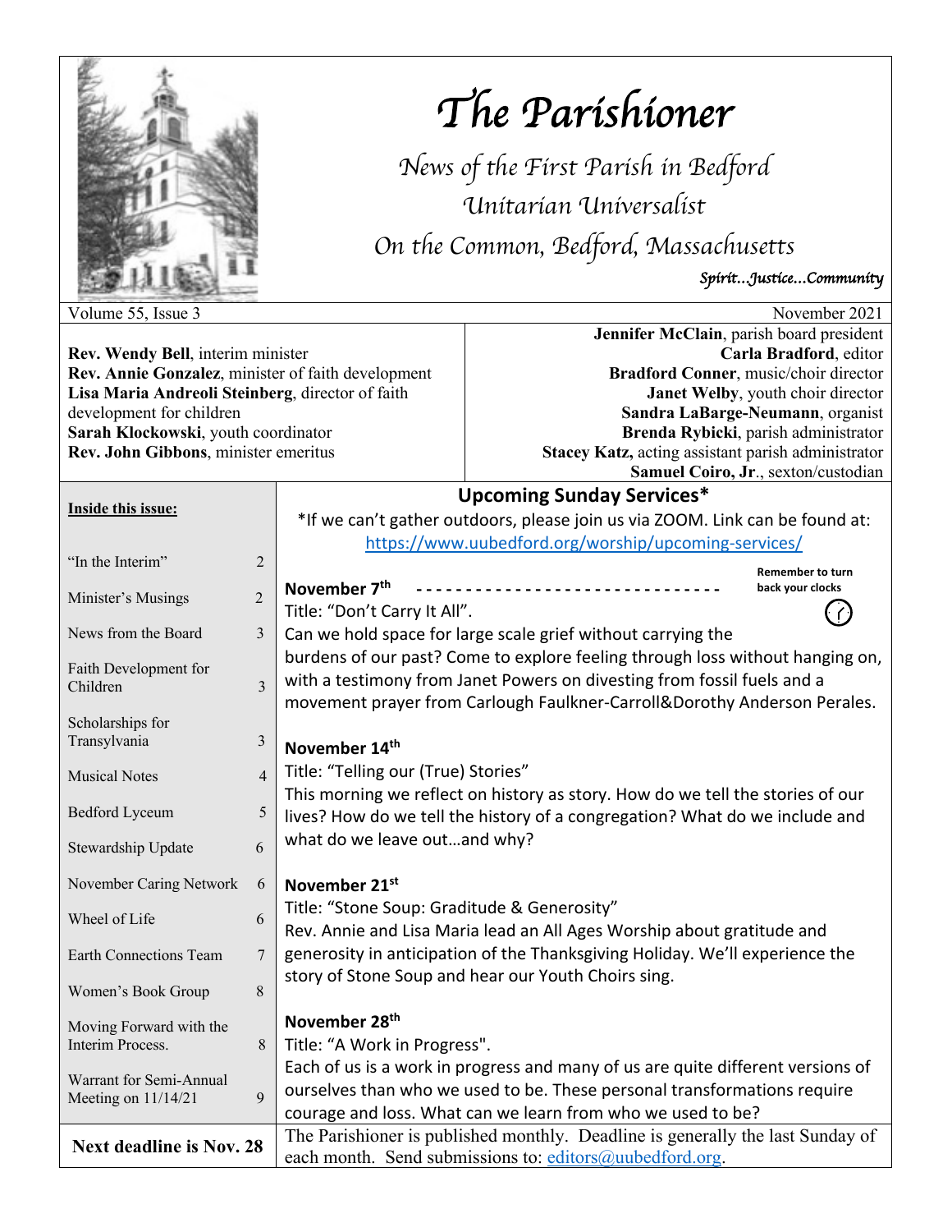# The Parishioner

*News of the First Parish in Bedford*

*Unitarian Universalist*

*On the Common, Bedford, Massachusetts*

*Spirit...Justice...Community*

Volume 55, Issue 3 — November 2021

**Rev. Wendy Bell**, interim minister
**Rev. Annie Gonzalez**, minister of faith development
**Lisa Maria Andreoli Steinberg**, director of faith development for children
**Sarah Klockowski**, youth coordinator
**Rev. John Gibbons**, minister emeritus

**Jennifer McClain**, parish board president
**Carla Bradford**, editor
**Bradford Conner**, music/choir director
**Janet Welby**, youth choir director
**Sandra LaBarge-Neumann**, organist
**Brenda Rybicki**, parish administrator
**Stacey Katz,** acting assistant parish administrator
**Samuel Coiro, Jr**., sexton/custodian

**Inside this issue:**

| | |
|---|---|
| "In the Interim" | 2 |
| Minister's Musings | 2 |
| News from the Board | 3 |
| Faith Development for Children | 3 |
| Scholarships for Transylvania | 3 |
| Musical Notes | 4 |
| Bedford Lyceum | 5 |
| Stewardship Update | 6 |
| November Caring Network | 6 |
| Wheel of Life | 6 |
| Earth Connections Team | 7 |
| Women's Book Group | 8 |
| Moving Forward with the Interim Process. | 8 |
| Warrant for Semi-Annual Meeting on 11/14/21 | 9 |

**Next deadline is Nov. 28**

## Upcoming Sunday Services*

*If we can't gather outdoors, please join us via ZOOM. Link can be found at: https://www.uubedford.org/worship/upcoming-services/

**November 7th** ------------------------------

**Remember to turn back your clocks**

Title: "Don't Carry It All".
Can we hold space for large scale grief without carrying the burdens of our past? Come to explore feeling through loss without hanging on, with a testimony from Janet Powers on divesting from fossil fuels and a movement prayer from Carlough Faulkner-Carroll&Dorothy Anderson Perales.

**November 14th**
Title: "Telling our (True) Stories"
This morning we reflect on history as story. How do we tell the stories of our lives? How do we tell the history of a congregation? What do we include and what do we leave out…and why?

**November 21st**
Title: "Stone Soup: Graditude & Generosity"
Rev. Annie and Lisa Maria lead an All Ages Worship about gratitude and generosity in anticipation of the Thanksgiving Holiday. We'll experience the story of Stone Soup and hear our Youth Choirs sing.

**November 28th**
Title: "A Work in Progress".
Each of us is a work in progress and many of us are quite different versions of ourselves than who we used to be. These personal transformations require courage and loss. What can we learn from who we used to be?

The Parishioner is published monthly. Deadline is generally the last Sunday of each month. Send submissions to: editors@uubedford.org.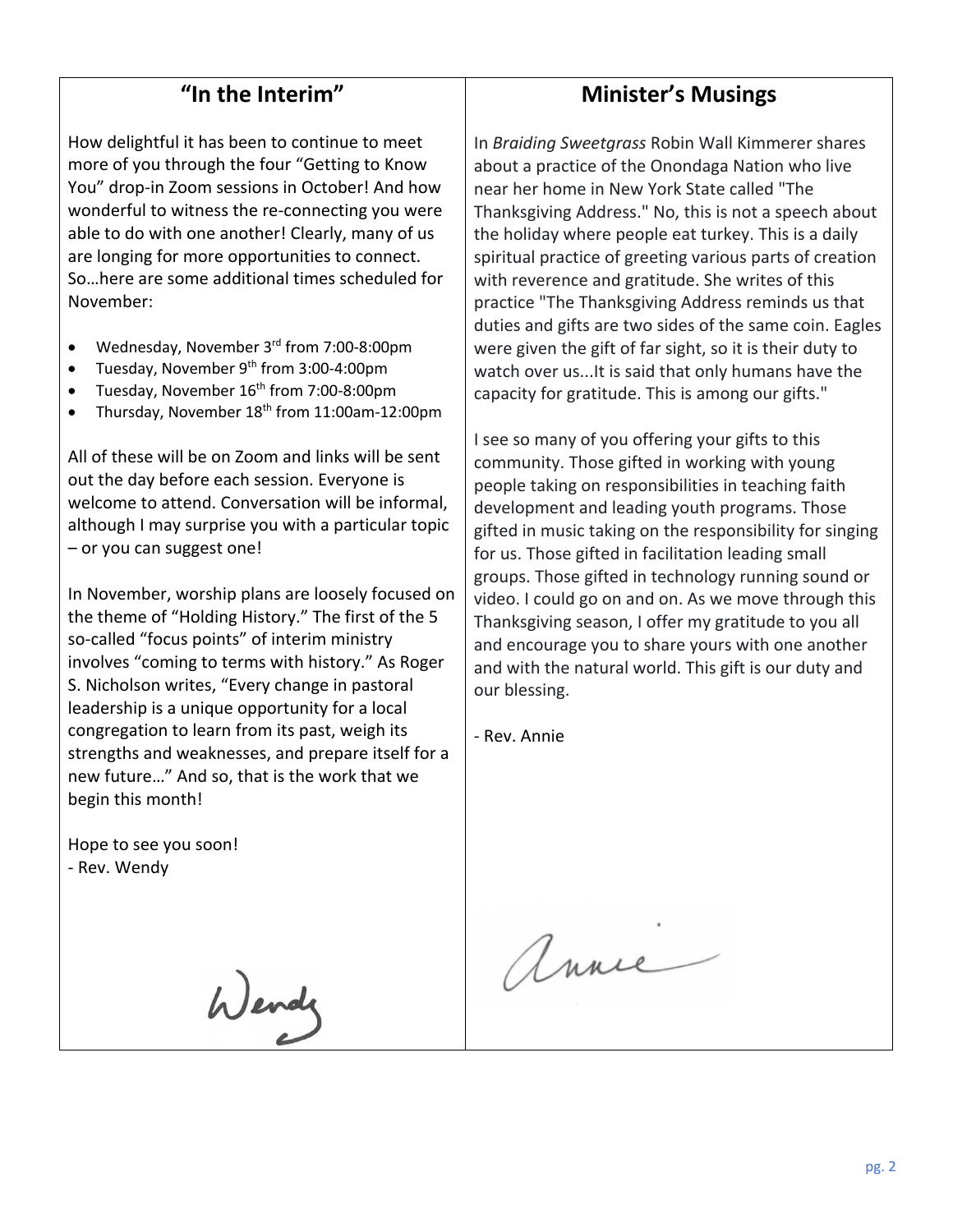## "In the Interim"

How delightful it has been to continue to meet more of you through the four "Getting to Know You" drop-in Zoom sessions in October! And how wonderful to witness the re-connecting you were able to do with one another! Clearly, many of us are longing for more opportunities to connect. So…here are some additional times scheduled for November:

- Wednesday, November 3rd from 7:00-8:00pm
- Tuesday, November 9th from 3:00-4:00pm
- Tuesday, November 16th from 7:00-8:00pm
- Thursday, November 18th from 11:00am-12:00pm

All of these will be on Zoom and links will be sent out the day before each session. Everyone is welcome to attend. Conversation will be informal, although I may surprise you with a particular topic – or you can suggest one!

In November, worship plans are loosely focused on the theme of "Holding History." The first of the 5 so-called "focus points" of interim ministry involves "coming to terms with history." As Roger S. Nicholson writes, "Every change in pastoral leadership is a unique opportunity for a local congregation to learn from its past, weigh its strengths and weaknesses, and prepare itself for a new future…" And so, that is the work that we begin this month!

Hope to see you soon!
- Rev. Wendy

Wendy

## Minister's Musings

In *Braiding Sweetgrass* Robin Wall Kimmerer shares about a practice of the Onondaga Nation who live near her home in New York State called "The Thanksgiving Address." No, this is not a speech about the holiday where people eat turkey. This is a daily spiritual practice of greeting various parts of creation with reverence and gratitude. She writes of this practice "The Thanksgiving Address reminds us that duties and gifts are two sides of the same coin. Eagles were given the gift of far sight, so it is their duty to watch over us...It is said that only humans have the capacity for gratitude. This is among our gifts."

I see so many of you offering your gifts to this community. Those gifted in working with young people taking on responsibilities in teaching faith development and leading youth programs. Those gifted in music taking on the responsibility for singing for us. Those gifted in facilitation leading small groups. Those gifted in technology running sound or video. I could go on and on. As we move through this Thanksgiving season, I offer my gratitude to you all and encourage you to share yours with one another and with the natural world. This gift is our duty and our blessing.

- Rev. Annie

Annie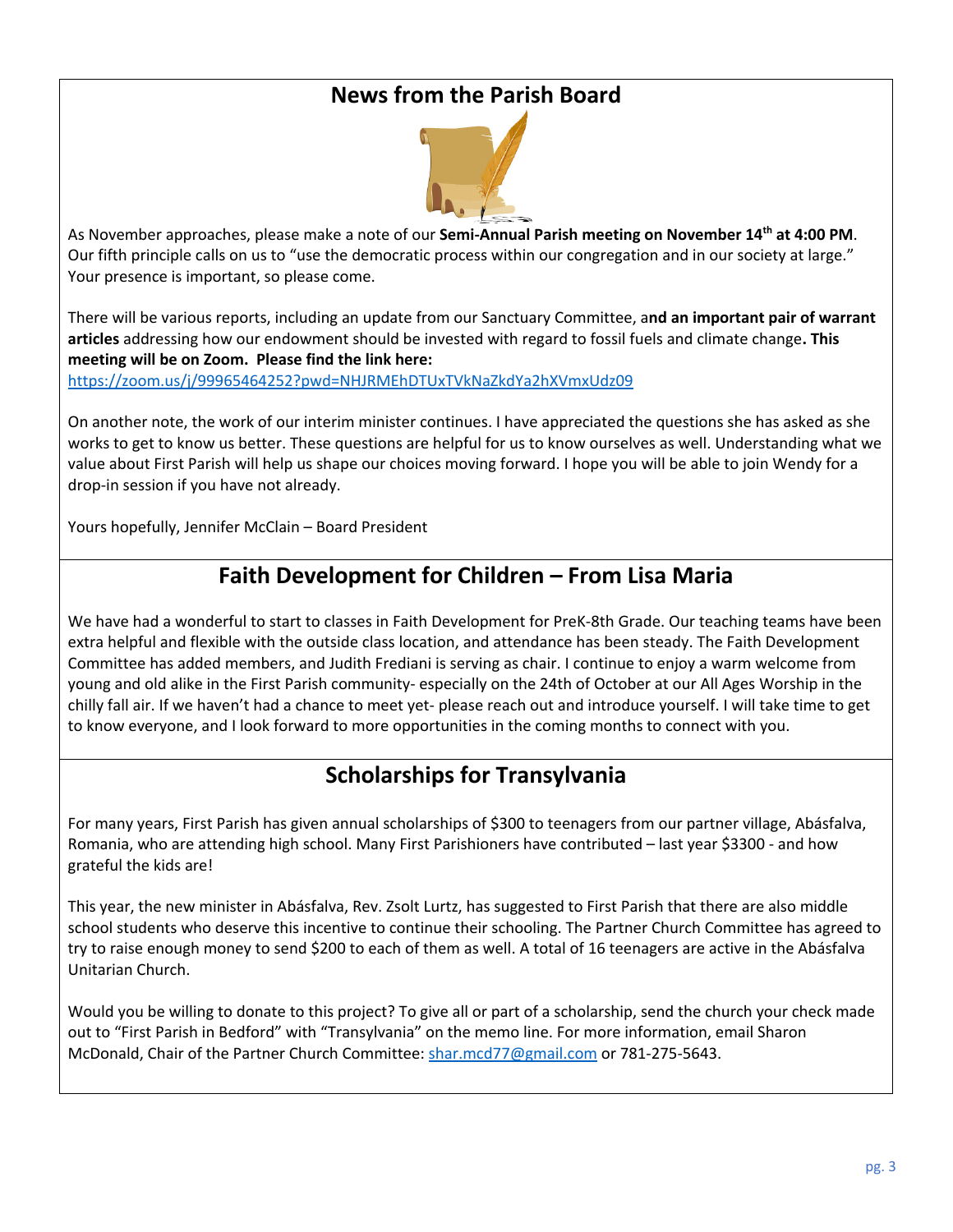## News from the Parish Board

As November approaches, please make a note of our **Semi-Annual Parish meeting on November 14th at 4:00 PM**. Our fifth principle calls on us to "use the democratic process within our congregation and in our society at large." Your presence is important, so please come.

There will be various reports, including an update from our Sanctuary Committee, a**nd an important pair of warrant articles** addressing how our endowment should be invested with regard to fossil fuels and climate change**. This meeting will be on Zoom. Please find the link here:**
https://zoom.us/j/99965464252?pwd=NHJRMEhDTUxTVkNaZkdYa2hXVmxUdz09

On another note, the work of our interim minister continues. I have appreciated the questions she has asked as she works to get to know us better. These questions are helpful for us to know ourselves as well. Understanding what we value about First Parish will help us shape our choices moving forward. I hope you will be able to join Wendy for a drop-in session if you have not already.

Yours hopefully, Jennifer McClain – Board President

## Faith Development for Children – From Lisa Maria

We have had a wonderful to start to classes in Faith Development for PreK-8th Grade. Our teaching teams have been extra helpful and flexible with the outside class location, and attendance has been steady. The Faith Development Committee has added members, and Judith Frediani is serving as chair. I continue to enjoy a warm welcome from young and old alike in the First Parish community- especially on the 24th of October at our All Ages Worship in the chilly fall air. If we haven't had a chance to meet yet- please reach out and introduce yourself. I will take time to get to know everyone, and I look forward to more opportunities in the coming months to connect with you.

## Scholarships for Transylvania

For many years, First Parish has given annual scholarships of $300 to teenagers from our partner village, Abásfalva, Romania, who are attending high school. Many First Parishioners have contributed – last year $3300 - and how grateful the kids are!

This year, the new minister in Abásfalva, Rev. Zsolt Lurtz, has suggested to First Parish that there are also middle school students who deserve this incentive to continue their schooling. The Partner Church Committee has agreed to try to raise enough money to send $200 to each of them as well. A total of 16 teenagers are active in the Abásfalva Unitarian Church.

Would you be willing to donate to this project? To give all or part of a scholarship, send the church your check made out to "First Parish in Bedford" with "Transylvania" on the memo line. For more information, email Sharon McDonald, Chair of the Partner Church Committee: shar.mcd77@gmail.com or 781-275-5643.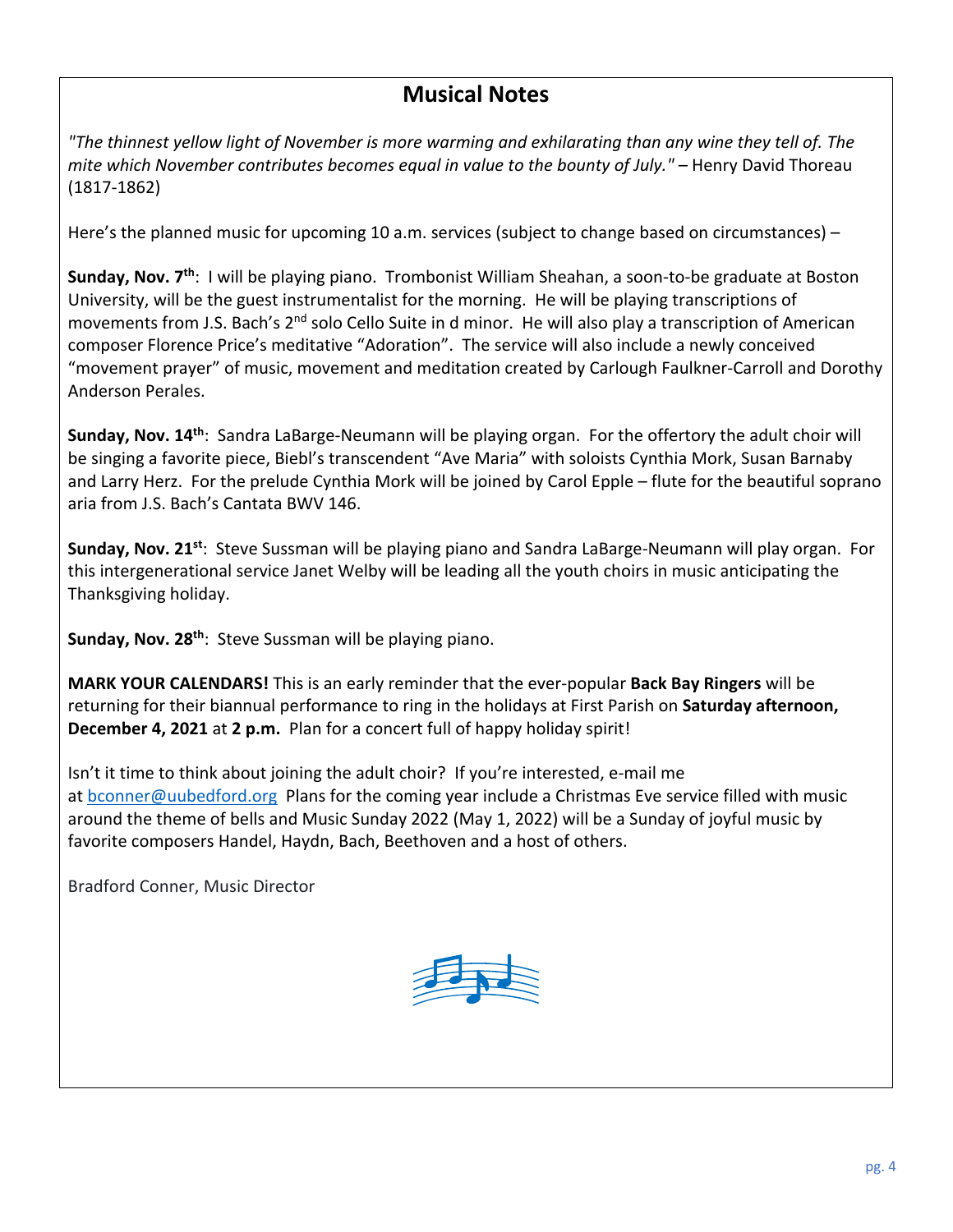## Musical Notes

*"The thinnest yellow light of November is more warming and exhilarating than any wine they tell of. The mite which November contributes becomes equal in value to the bounty of July."* – Henry David Thoreau (1817-1862)

Here's the planned music for upcoming 10 a.m. services (subject to change based on circumstances) –

**Sunday, Nov. 7th**: I will be playing piano. Trombonist William Sheahan, a soon-to-be graduate at Boston University, will be the guest instrumentalist for the morning. He will be playing transcriptions of movements from J.S. Bach's 2nd solo Cello Suite in d minor. He will also play a transcription of American composer Florence Price's meditative "Adoration". The service will also include a newly conceived "movement prayer" of music, movement and meditation created by Carlough Faulkner-Carroll and Dorothy Anderson Perales.

**Sunday, Nov. 14th**: Sandra LaBarge-Neumann will be playing organ. For the offertory the adult choir will be singing a favorite piece, Biebl's transcendent "Ave Maria" with soloists Cynthia Mork, Susan Barnaby and Larry Herz. For the prelude Cynthia Mork will be joined by Carol Epple – flute for the beautiful soprano aria from J.S. Bach's Cantata BWV 146.

**Sunday, Nov. 21st**: Steve Sussman will be playing piano and Sandra LaBarge-Neumann will play organ. For this intergenerational service Janet Welby will be leading all the youth choirs in music anticipating the Thanksgiving holiday.

**Sunday, Nov. 28th**: Steve Sussman will be playing piano.

**MARK YOUR CALENDARS!** This is an early reminder that the ever-popular **Back Bay Ringers** will be returning for their biannual performance to ring in the holidays at First Parish on **Saturday afternoon, December 4, 2021** at **2 p.m.** Plan for a concert full of happy holiday spirit!

Isn't it time to think about joining the adult choir? If you're interested, e-mail me at bconner@uubedford.org Plans for the coming year include a Christmas Eve service filled with music around the theme of bells and Music Sunday 2022 (May 1, 2022) will be a Sunday of joyful music by favorite composers Handel, Haydn, Bach, Beethoven and a host of others.

Bradford Conner, Music Director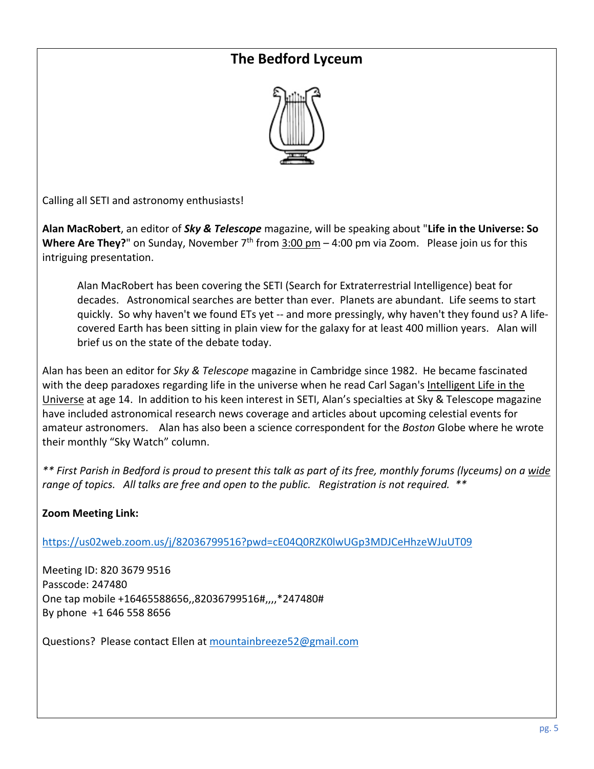# The Bedford Lyceum

Calling all SETI and astronomy enthusiasts!

**Alan MacRobert**, an editor of ***Sky & Telescope*** magazine, will be speaking about "**Life in the Universe: So Where Are They?**" on Sunday, November 7th from 3:00 pm – 4:00 pm via Zoom. Please join us for this intriguing presentation.

> Alan MacRobert has been covering the SETI (Search for Extraterrestrial Intelligence) beat for decades. Astronomical searches are better than ever. Planets are abundant. Life seems to start quickly. So why haven't we found ETs yet -- and more pressingly, why haven't they found us? A life-covered Earth has been sitting in plain view for the galaxy for at least 400 million years. Alan will brief us on the state of the debate today.

Alan has been an editor for *Sky & Telescope* magazine in Cambridge since 1982. He became fascinated with the deep paradoxes regarding life in the universe when he read Carl Sagan's Intelligent Life in the Universe at age 14. In addition to his keen interest in SETI, Alan's specialties at Sky & Telescope magazine have included astronomical research news coverage and articles about upcoming celestial events for amateur astronomers. Alan has also been a science correspondent for the *Boston* Globe where he wrote their monthly "Sky Watch" column.

*** First Parish in Bedford is proud to present this talk as part of its free, monthly forums (lyceums) on a wide range of topics. All talks are free and open to the public. Registration is not required. ***

**Zoom Meeting Link:**

https://us02web.zoom.us/j/82036799516?pwd=cE04Q0RZK0lwUGp3MDJCeHhzeWJuUT09

Meeting ID: 820 3679 9516
Passcode: 247480
One tap mobile +16465588656,,82036799516#,,,,*247480#
By phone +1 646 558 8656

Questions? Please contact Ellen at mountainbreeze52@gmail.com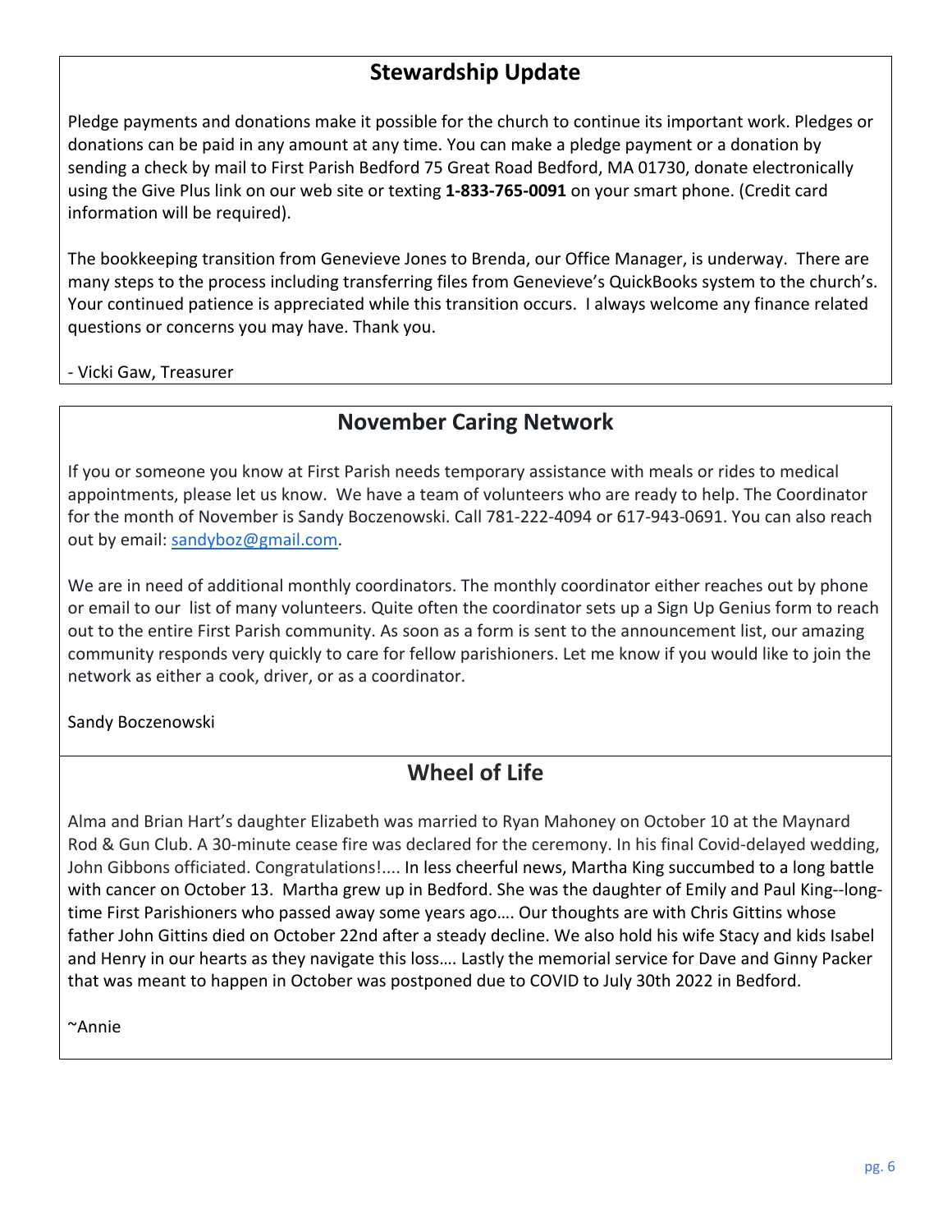## Stewardship Update

Pledge payments and donations make it possible for the church to continue its important work. Pledges or donations can be paid in any amount at any time. You can make a pledge payment or a donation by sending a check by mail to First Parish Bedford 75 Great Road Bedford, MA 01730, donate electronically using the Give Plus link on our web site or texting **1-833-765-0091** on your smart phone. (Credit card information will be required).

The bookkeeping transition from Genevieve Jones to Brenda, our Office Manager, is underway. There are many steps to the process including transferring files from Genevieve's QuickBooks system to the church's. Your continued patience is appreciated while this transition occurs. I always welcome any finance related questions or concerns you may have. Thank you.

- Vicki Gaw, Treasurer

## November Caring Network

If you or someone you know at First Parish needs temporary assistance with meals or rides to medical appointments, please let us know. We have a team of volunteers who are ready to help. The Coordinator for the month of November is Sandy Boczenowski. Call 781-222-4094 or 617-943-0691. You can also reach out by email: sandyboz@gmail.com.

We are in need of additional monthly coordinators. The monthly coordinator either reaches out by phone or email to our list of many volunteers. Quite often the coordinator sets up a Sign Up Genius form to reach out to the entire First Parish community. As soon as a form is sent to the announcement list, our amazing community responds very quickly to care for fellow parishioners. Let me know if you would like to join the network as either a cook, driver, or as a coordinator.

Sandy Boczenowski

## Wheel of Life

Alma and Brian Hart's daughter Elizabeth was married to Ryan Mahoney on October 10 at the Maynard Rod & Gun Club. A 30-minute cease fire was declared for the ceremony. In his final Covid-delayed wedding, John Gibbons officiated. Congratulations!.... In less cheerful news, Martha King succumbed to a long battle with cancer on October 13. Martha grew up in Bedford. She was the daughter of Emily and Paul King--long-time First Parishioners who passed away some years ago…. Our thoughts are with Chris Gittins whose father John Gittins died on October 22nd after a steady decline. We also hold his wife Stacy and kids Isabel and Henry in our hearts as they navigate this loss…. Lastly the memorial service for Dave and Ginny Packer that was meant to happen in October was postponed due to COVID to July 30th 2022 in Bedford.

~Annie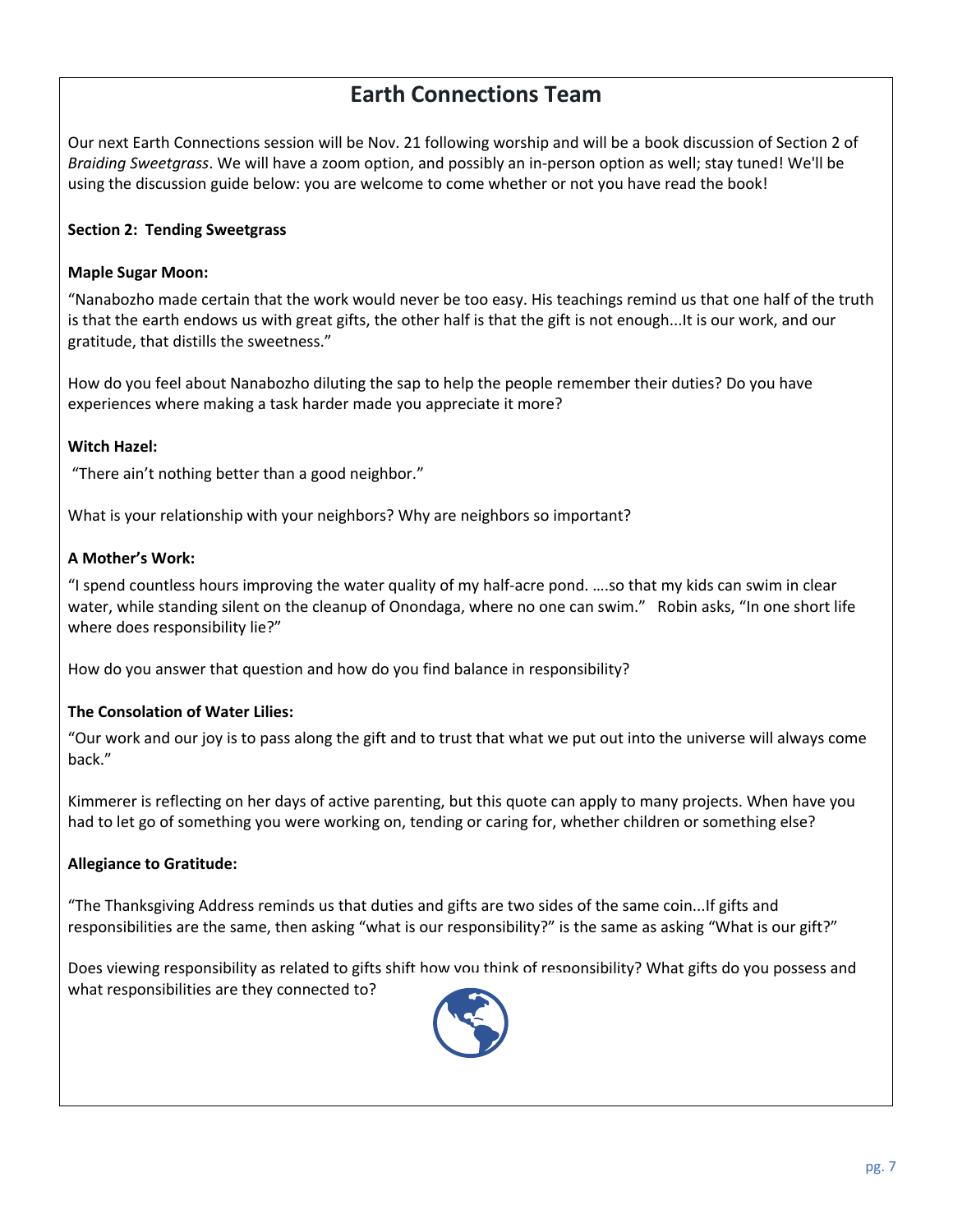# Earth Connections Team

Our next Earth Connections session will be Nov. 21 following worship and will be a book discussion of Section 2 of *Braiding Sweetgrass*. We will have a zoom option, and possibly an in-person option as well; stay tuned! We'll be using the discussion guide below: you are welcome to come whether or not you have read the book!

**Section 2: Tending Sweetgrass**

**Maple Sugar Moon:**

"Nanabozho made certain that the work would never be too easy. His teachings remind us that one half of the truth is that the earth endows us with great gifts, the other half is that the gift is not enough...It is our work, and our gratitude, that distills the sweetness."

How do you feel about Nanabozho diluting the sap to help the people remember their duties? Do you have experiences where making a task harder made you appreciate it more?

**Witch Hazel:**

"There ain't nothing better than a good neighbor."

What is your relationship with your neighbors? Why are neighbors so important?

**A Mother's Work:**

"I spend countless hours improving the water quality of my half-acre pond. ….so that my kids can swim in clear water, while standing silent on the cleanup of Onondaga, where no one can swim." Robin asks, "In one short life where does responsibility lie?"

How do you answer that question and how do you find balance in responsibility?

**The Consolation of Water Lilies:**

"Our work and our joy is to pass along the gift and to trust that what we put out into the universe will always come back."

Kimmerer is reflecting on her days of active parenting, but this quote can apply to many projects. When have you had to let go of something you were working on, tending or caring for, whether children or something else?

**Allegiance to Gratitude:**

"The Thanksgiving Address reminds us that duties and gifts are two sides of the same coin...If gifts and responsibilities are the same, then asking "what is our responsibility?" is the same as asking "What is our gift?"

Does viewing responsibility as related to gifts shift how you think of responsibility? What gifts do you possess and what responsibilities are they connected to?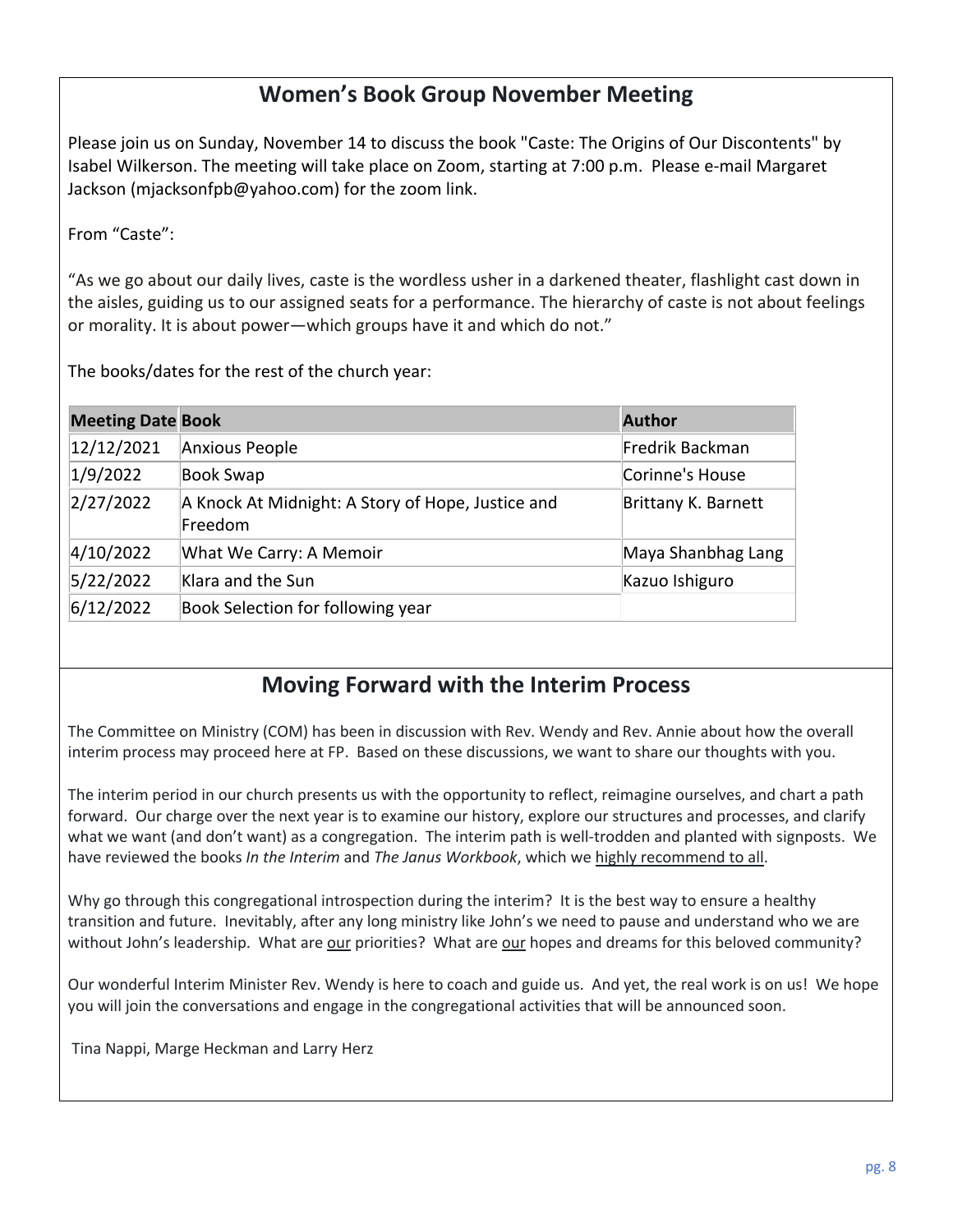## Women's Book Group November Meeting

Please join us on Sunday, November 14 to discuss the book "Caste: The Origins of Our Discontents" by Isabel Wilkerson. The meeting will take place on Zoom, starting at 7:00 p.m. Please e-mail Margaret Jackson (mjacksonfpb@yahoo.com) for the zoom link.

From "Caste":

"As we go about our daily lives, caste is the wordless usher in a darkened theater, flashlight cast down in the aisles, guiding us to our assigned seats for a performance. The hierarchy of caste is not about feelings or morality. It is about power—which groups have it and which do not."

The books/dates for the rest of the church year:

| Meeting Date | Book | Author |
|---|---|---|
| 12/12/2021 | Anxious People | Fredrik Backman |
| 1/9/2022 | Book Swap | Corinne's House |
| 2/27/2022 | A Knock At Midnight: A Story of Hope, Justice and Freedom | Brittany K. Barnett |
| 4/10/2022 | What We Carry: A Memoir | Maya Shanbhag Lang |
| 5/22/2022 | Klara and the Sun | Kazuo Ishiguro |
| 6/12/2022 | Book Selection for following year | |

## Moving Forward with the Interim Process

The Committee on Ministry (COM) has been in discussion with Rev. Wendy and Rev. Annie about how the overall interim process may proceed here at FP. Based on these discussions, we want to share our thoughts with you.

The interim period in our church presents us with the opportunity to reflect, reimagine ourselves, and chart a path forward. Our charge over the next year is to examine our history, explore our structures and processes, and clarify what we want (and don't want) as a congregation. The interim path is well-trodden and planted with signposts. We have reviewed the books *In the Interim* and *The Janus Workbook*, which we highly recommend to all.

Why go through this congregational introspection during the interim? It is the best way to ensure a healthy transition and future. Inevitably, after any long ministry like John's we need to pause and understand who we are without John's leadership. What are our priorities? What are our hopes and dreams for this beloved community?

Our wonderful Interim Minister Rev. Wendy is here to coach and guide us. And yet, the real work is on us! We hope you will join the conversations and engage in the congregational activities that will be announced soon.

Tina Nappi, Marge Heckman and Larry Herz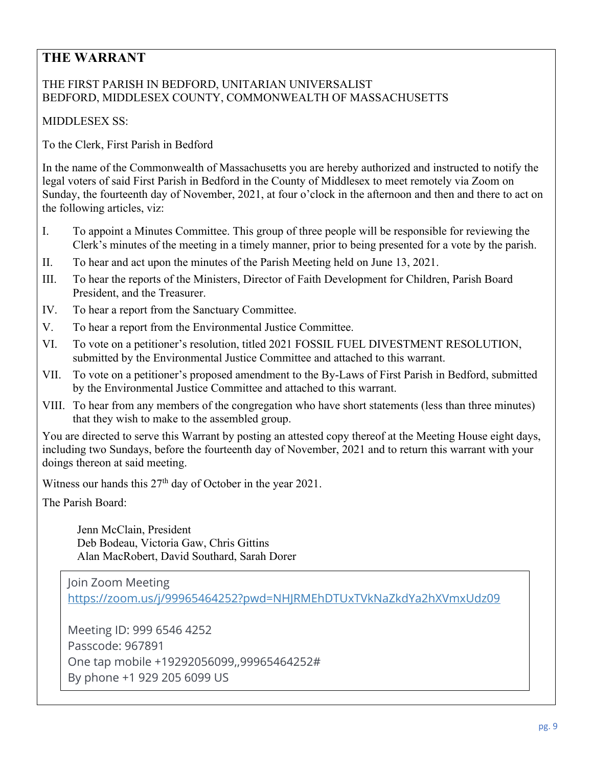## THE WARRANT

THE FIRST PARISH IN BEDFORD, UNITARIAN UNIVERSALIST
BEDFORD, MIDDLESEX COUNTY, COMMONWEALTH OF MASSACHUSETTS

MIDDLESEX SS:

To the Clerk, First Parish in Bedford

In the name of the Commonwealth of Massachusetts you are hereby authorized and instructed to notify the legal voters of said First Parish in Bedford in the County of Middlesex to meet remotely via Zoom on Sunday, the fourteenth day of November, 2021, at four o'clock in the afternoon and then and there to act on the following articles, viz:

I. To appoint a Minutes Committee. This group of three people will be responsible for reviewing the Clerk's minutes of the meeting in a timely manner, prior to being presented for a vote by the parish.

II. To hear and act upon the minutes of the Parish Meeting held on June 13, 2021.

III. To hear the reports of the Ministers, Director of Faith Development for Children, Parish Board President, and the Treasurer.

IV. To hear a report from the Sanctuary Committee.

V. To hear a report from the Environmental Justice Committee.

VI. To vote on a petitioner's resolution, titled 2021 FOSSIL FUEL DIVESTMENT RESOLUTION, submitted by the Environmental Justice Committee and attached to this warrant.

VII. To vote on a petitioner's proposed amendment to the By-Laws of First Parish in Bedford, submitted by the Environmental Justice Committee and attached to this warrant.

VIII. To hear from any members of the congregation who have short statements (less than three minutes) that they wish to make to the assembled group.

You are directed to serve this Warrant by posting an attested copy thereof at the Meeting House eight days, including two Sundays, before the fourteenth day of November, 2021 and to return this warrant with your doings thereon at said meeting.

Witness our hands this 27th day of October in the year 2021.

The Parish Board:

Jenn McClain, President
Deb Bodeau, Victoria Gaw, Chris Gittins
Alan MacRobert, David Southard, Sarah Dorer

Join Zoom Meeting
https://zoom.us/j/99965464252?pwd=NHJRMEhDTUxTVkNaZkdYa2hXVmxUdz09

Meeting ID: 999 6546 4252
Passcode: 967891
One tap mobile +19292056099,,99965464252#
By phone +1 929 205 6099 US